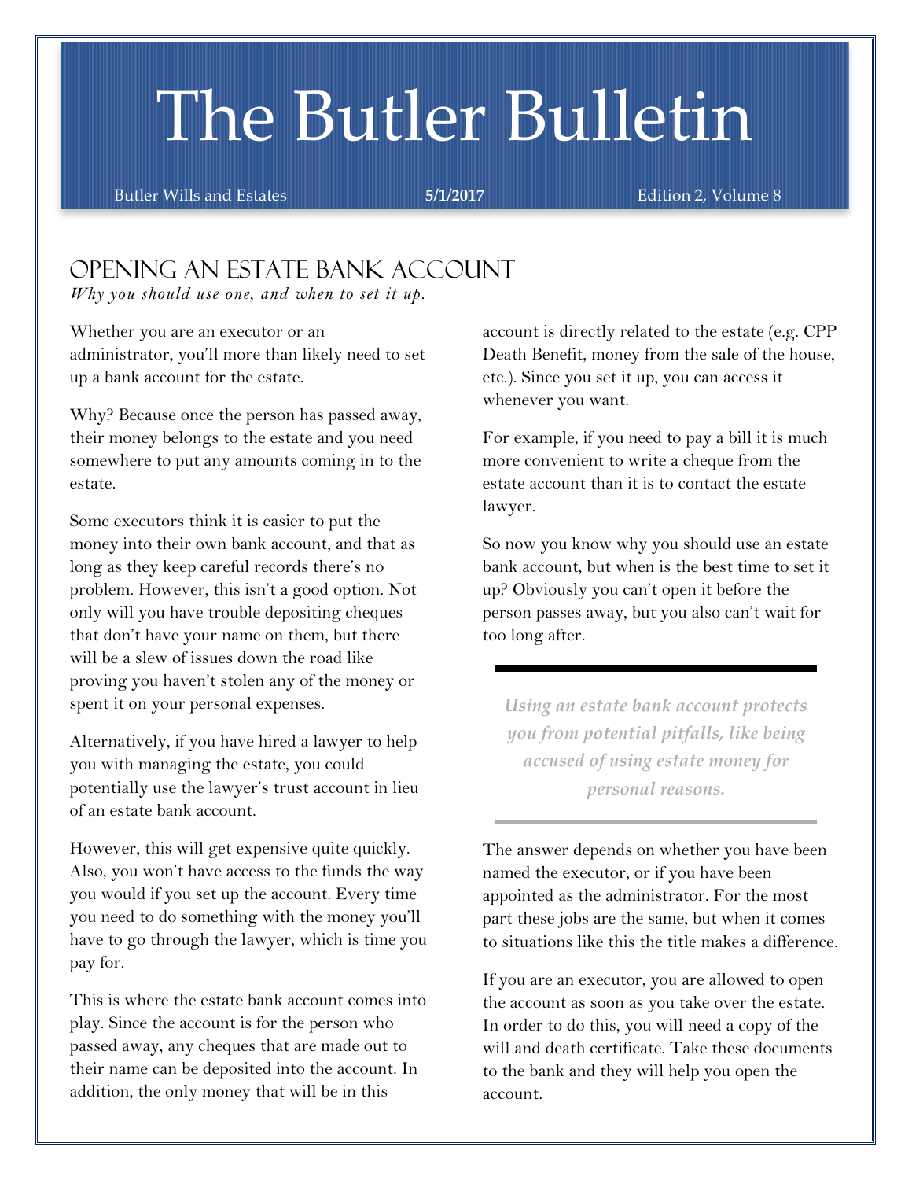# The Butler Bulletin

Butler Wills and Estates | **5/1/2017** | Edition 2, Volume 8

## Opening an Estate Bank Account

*Why you should use one, and when to set it up.*

Whether you are an executor or an administrator, you'll more than likely need to set up a bank account for the estate.

Why? Because once the person has passed away, their money belongs to the estate and you need somewhere to put any amounts coming in to the estate.

Some executors think it is easier to put the money into their own bank account, and that as long as they keep careful records there's no problem. However, this isn't a good option. Not only will you have trouble depositing cheques that don't have your name on them, but there will be a slew of issues down the road like proving you haven't stolen any of the money or spent it on your personal expenses.

Alternatively, if you have hired a lawyer to help you with managing the estate, you could potentially use the lawyer's trust account in lieu of an estate bank account.

However, this will get expensive quite quickly. Also, you won't have access to the funds the way you would if you set up the account. Every time you need to do something with the money you'll have to go through the lawyer, which is time you pay for.

This is where the estate bank account comes into play. Since the account is for the person who passed away, any cheques that are made out to their name can be deposited into the account. In addition, the only money that will be in this account is directly related to the estate (e.g. CPP Death Benefit, money from the sale of the house, etc.). Since you set it up, you can access it whenever you want.

For example, if you need to pay a bill it is much more convenient to write a cheque from the estate account than it is to contact the estate lawyer.

So now you know why you should use an estate bank account, but when is the best time to set it up? Obviously you can't open it before the person passes away, but you also can't wait for too long after.

> ***Using an estate bank account protects you from potential pitfalls, like being accused of using estate money for personal reasons.***

The answer depends on whether you have been named the executor, or if you have been appointed as the administrator. For the most part these jobs are the same, but when it comes to situations like this the title makes a difference.

If you are an executor, you are allowed to open the account as soon as you take over the estate. In order to do this, you will need a copy of the will and death certificate. Take these documents to the bank and they will help you open the account.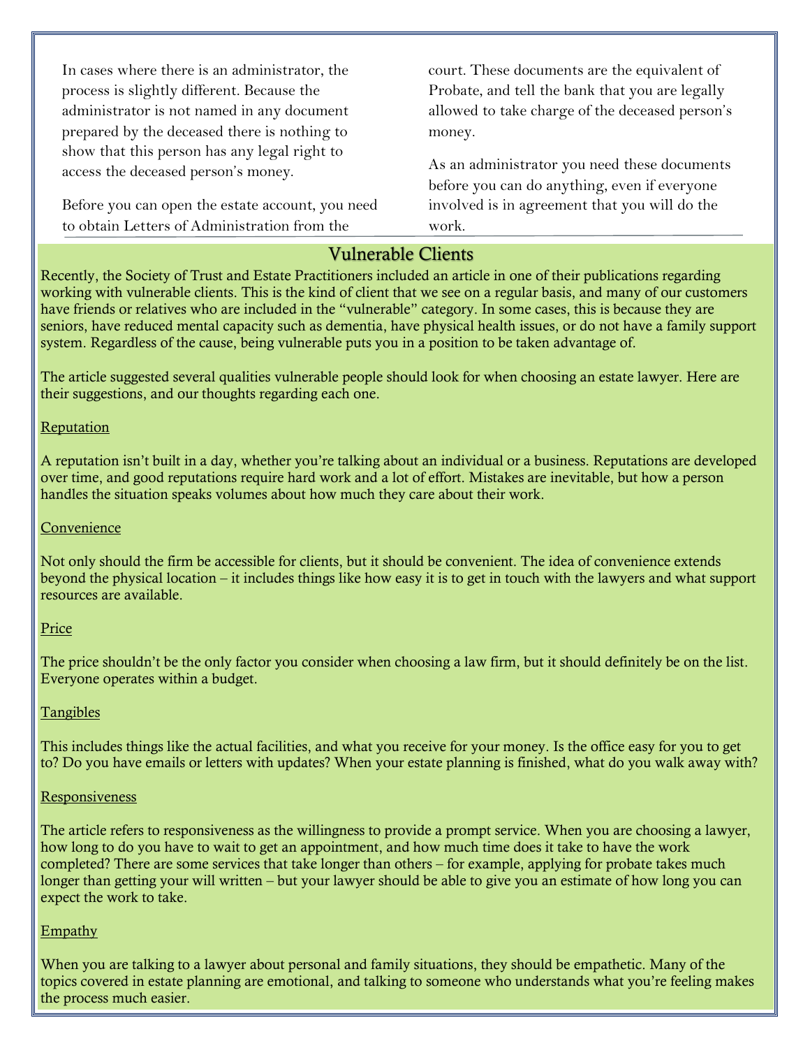In cases where there is an administrator, the process is slightly different. Because the administrator is not named in any document prepared by the deceased there is nothing to show that this person has any legal right to access the deceased person's money.

Before you can open the estate account, you need to obtain Letters of Administration from the court. These documents are the equivalent of Probate, and tell the bank that you are legally allowed to take charge of the deceased person's money.

As an administrator you need these documents before you can do anything, even if everyone involved is in agreement that you will do the work.

## Vulnerable Clients

Recently, the Society of Trust and Estate Practitioners included an article in one of their publications regarding working with vulnerable clients. This is the kind of client that we see on a regular basis, and many of our customers have friends or relatives who are included in the "vulnerable" category. In some cases, this is because they are seniors, have reduced mental capacity such as dementia, have physical health issues, or do not have a family support system. Regardless of the cause, being vulnerable puts you in a position to be taken advantage of.

The article suggested several qualities vulnerable people should look for when choosing an estate lawyer. Here are their suggestions, and our thoughts regarding each one.

<u>Reputation</u>

A reputation isn't built in a day, whether you're talking about an individual or a business. Reputations are developed over time, and good reputations require hard work and a lot of effort. Mistakes are inevitable, but how a person handles the situation speaks volumes about how much they care about their work.

<u>Convenience</u>

Not only should the firm be accessible for clients, but it should be convenient. The idea of convenience extends beyond the physical location – it includes things like how easy it is to get in touch with the lawyers and what support resources are available.

<u>Price</u>

The price shouldn't be the only factor you consider when choosing a law firm, but it should definitely be on the list. Everyone operates within a budget.

<u>Tangibles</u>

This includes things like the actual facilities, and what you receive for your money. Is the office easy for you to get to? Do you have emails or letters with updates? When your estate planning is finished, what do you walk away with?

<u>Responsiveness</u>

The article refers to responsiveness as the willingness to provide a prompt service. When you are choosing a lawyer, how long to do you have to wait to get an appointment, and how much time does it take to have the work completed? There are some services that take longer than others – for example, applying for probate takes much longer than getting your will written – but your lawyer should be able to give you an estimate of how long you can expect the work to take.

<u>Empathy</u>

When you are talking to a lawyer about personal and family situations, they should be empathetic. Many of the topics covered in estate planning are emotional, and talking to someone who understands what you're feeling makes the process much easier.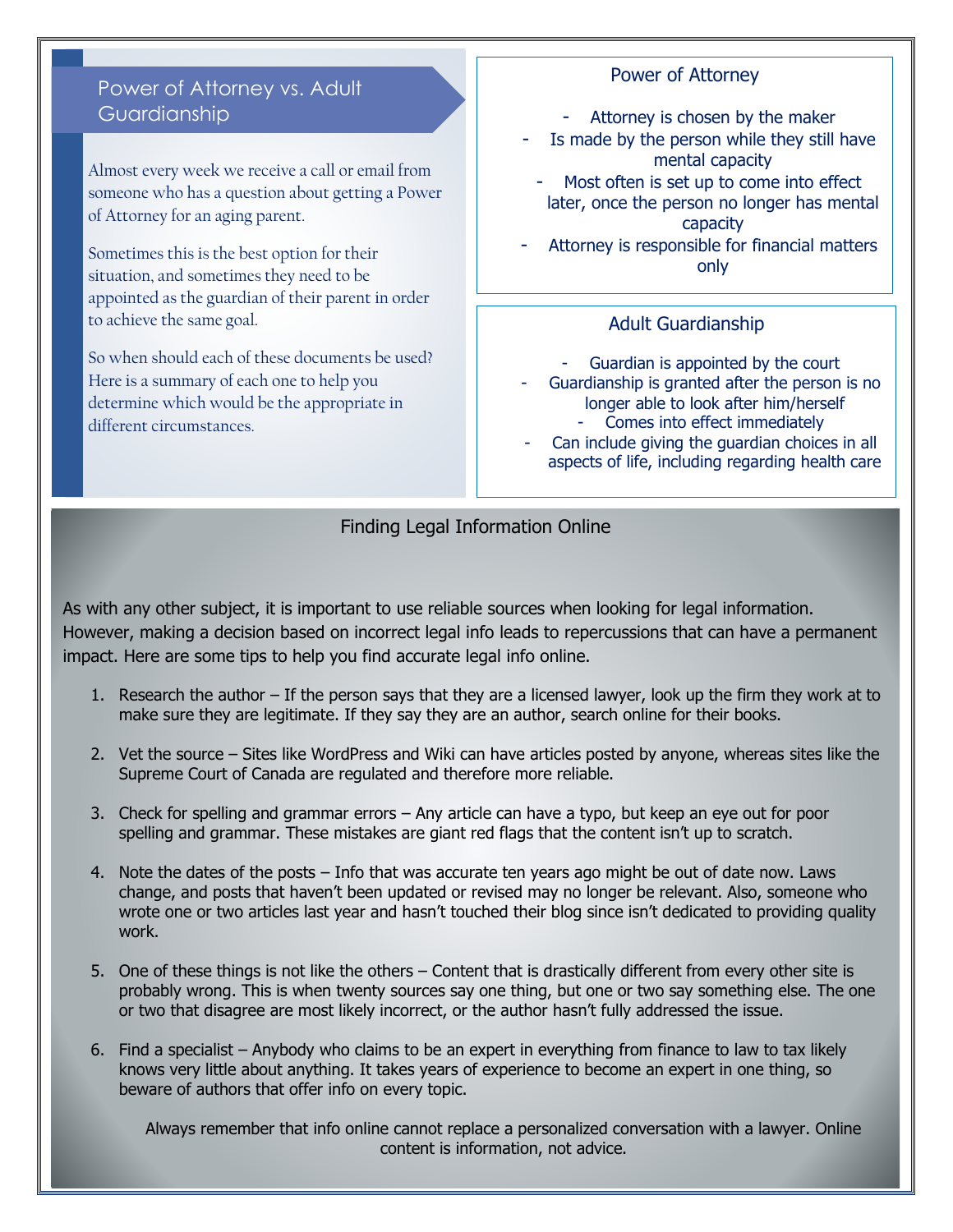## Power of Attorney vs. Adult Guardianship

Almost every week we receive a call or email from someone who has a question about getting a Power of Attorney for an aging parent.

Sometimes this is the best option for their situation, and sometimes they need to be appointed as the guardian of their parent in order to achieve the same goal.

So when should each of these documents be used? Here is a summary of each one to help you determine which would be the appropriate in different circumstances.

### Power of Attorney

- Attorney is chosen by the maker
- Is made by the person while they still have mental capacity
- Most often is set up to come into effect later, once the person no longer has mental capacity
- Attorney is responsible for financial matters only

### Adult Guardianship

- Guardian is appointed by the court
- Guardianship is granted after the person is no longer able to look after him/herself
- Comes into effect immediately
- Can include giving the guardian choices in all aspects of life, including regarding health care

## Finding Legal Information Online

As with any other subject, it is important to use reliable sources when looking for legal information. However, making a decision based on incorrect legal info leads to repercussions that can have a permanent impact. Here are some tips to help you find accurate legal info online.

1. Research the author – If the person says that they are a licensed lawyer, look up the firm they work at to make sure they are legitimate. If they say they are an author, search online for their books.
2. Vet the source – Sites like WordPress and Wiki can have articles posted by anyone, whereas sites like the Supreme Court of Canada are regulated and therefore more reliable.
3. Check for spelling and grammar errors – Any article can have a typo, but keep an eye out for poor spelling and grammar. These mistakes are giant red flags that the content isn't up to scratch.
4. Note the dates of the posts – Info that was accurate ten years ago might be out of date now. Laws change, and posts that haven't been updated or revised may no longer be relevant. Also, someone who wrote one or two articles last year and hasn't touched their blog since isn't dedicated to providing quality work.
5. One of these things is not like the others – Content that is drastically different from every other site is probably wrong. This is when twenty sources say one thing, but one or two say something else. The one or two that disagree are most likely incorrect, or the author hasn't fully addressed the issue.
6. Find a specialist – Anybody who claims to be an expert in everything from finance to law to tax likely knows very little about anything. It takes years of experience to become an expert in one thing, so beware of authors that offer info on every topic.

Always remember that info online cannot replace a personalized conversation with a lawyer. Online content is information, not advice.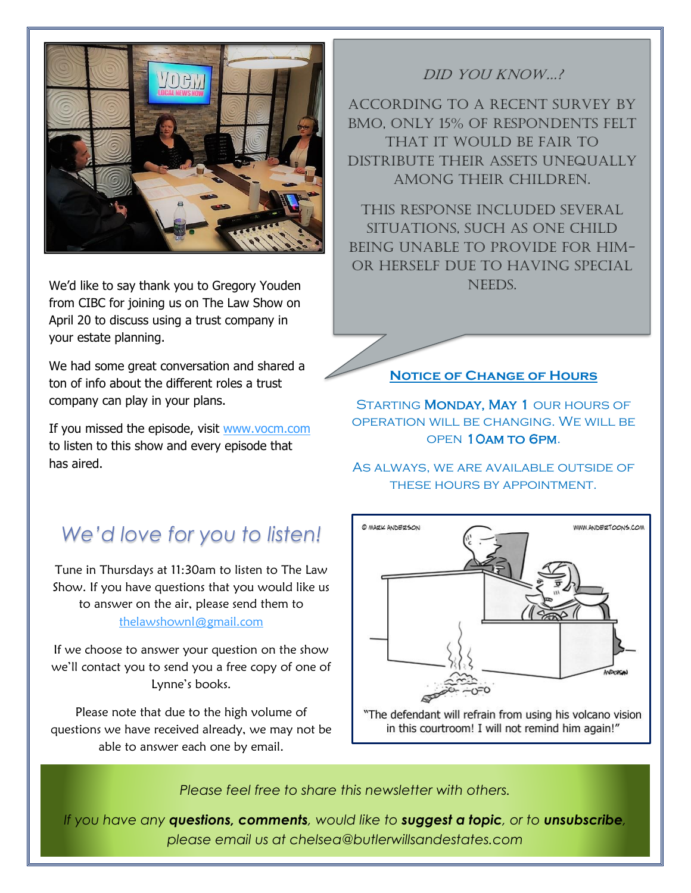We'd like to say thank you to Gregory Youden from CIBC for joining us on The Law Show on April 20 to discuss using a trust company in your estate planning.

We had some great conversation and shared a ton of info about the different roles a trust company can play in your plans.

If you missed the episode, visit www.vocm.com to listen to this show and every episode that has aired.

*DID YOU KNOW...?*

ACCORDING TO A RECENT SURVEY BY BMO, ONLY 15% OF RESPONDENTS FELT THAT IT WOULD BE FAIR TO DISTRIBUTE THEIR ASSETS UNEQUALLY AMONG THEIR CHILDREN.

THIS RESPONSE INCLUDED SEVERAL SITUATIONS, SUCH AS ONE CHILD BEING UNABLE TO PROVIDE FOR HIM- OR HERSELF DUE TO HAVING SPECIAL NEEDS.

## Notice of Change of Hours

Starting **Monday, May 1** our hours of operation will be changing. We will be open **10am to 6pm**.

As always, we are available outside of these hours by appointment.

## *We'd love for you to listen!*

Tune in Thursdays at 11:30am to listen to The Law Show. If you have questions that you would like us to answer on the air, please send them to thelawshownl@gmail.com

If we choose to answer your question on the show we'll contact you to send you a free copy of one of Lynne's books.

Please note that due to the high volume of questions we have received already, we may not be able to answer each one by email.

© MARK ANDERSON WWW.ANDERTOONS.COM

"The defendant will refrain from using his volcano vision in this courtroom! I will not remind him again!"

*Please feel free to share this newsletter with others.*

*If you have any **questions, comments**, would like to **suggest a topic**, or to **unsubscribe**, please email us at chelsea@butlerwillsandestates.com*